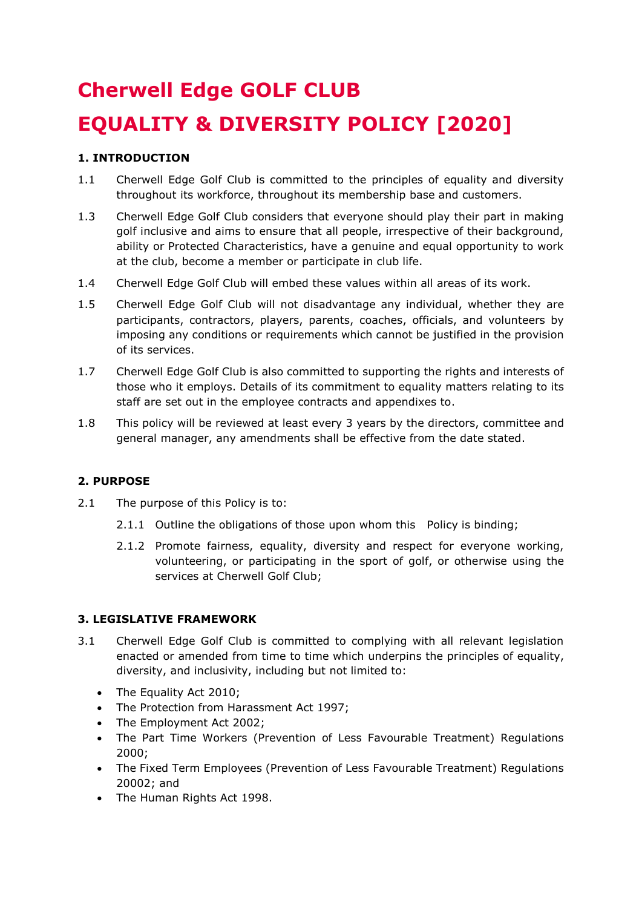# Cherwell Edge GOLF CLUB

# EQUALITY & DIVERSITY POLICY [2020]

### 1. INTRODUCTION

1.1 Cherwell Edge Golf Club is committed to the principles of equality and diversity throughout its workforce, throughout its membership base and customers.

1.3 Cherwell Edge Golf Club considers that everyone should play their part in making golf inclusive and aims to ensure that all people, irrespective of their background, ability or Protected Characteristics, have a genuine and equal opportunity to work at the club, become a member or participate in club life.

1.4 Cherwell Edge Golf Club will embed these values within all areas of its work.

1.5 Cherwell Edge Golf Club will not disadvantage any individual, whether they are participants, contractors, players, parents, coaches, officials, and volunteers by imposing any conditions or requirements which cannot be justified in the provision of its services.

1.7 Cherwell Edge Golf Club is also committed to supporting the rights and interests of those who it employs. Details of its commitment to equality matters relating to its staff are set out in the employee contracts and appendixes to.

1.8 This policy will be reviewed at least every 3 years by the directors, committee and general manager, any amendments shall be effective from the date stated.

### 2. PURPOSE

2.1 The purpose of this Policy is to:

2.1.1 Outline the obligations of those upon whom this Policy is binding;

2.1.2 Promote fairness, equality, diversity and respect for everyone working, volunteering, or participating in the sport of golf, or otherwise using the services at Cherwell Golf Club;

### 3. LEGISLATIVE FRAMEWORK

3.1 Cherwell Edge Golf Club is committed to complying with all relevant legislation enacted or amended from time to time which underpins the principles of equality, diversity, and inclusivity, including but not limited to:

- The Equality Act 2010;
- The Protection from Harassment Act 1997;
- The Employment Act 2002;
- The Part Time Workers (Prevention of Less Favourable Treatment) Regulations 2000;
- The Fixed Term Employees (Prevention of Less Favourable Treatment) Regulations 20002; and
- The Human Rights Act 1998.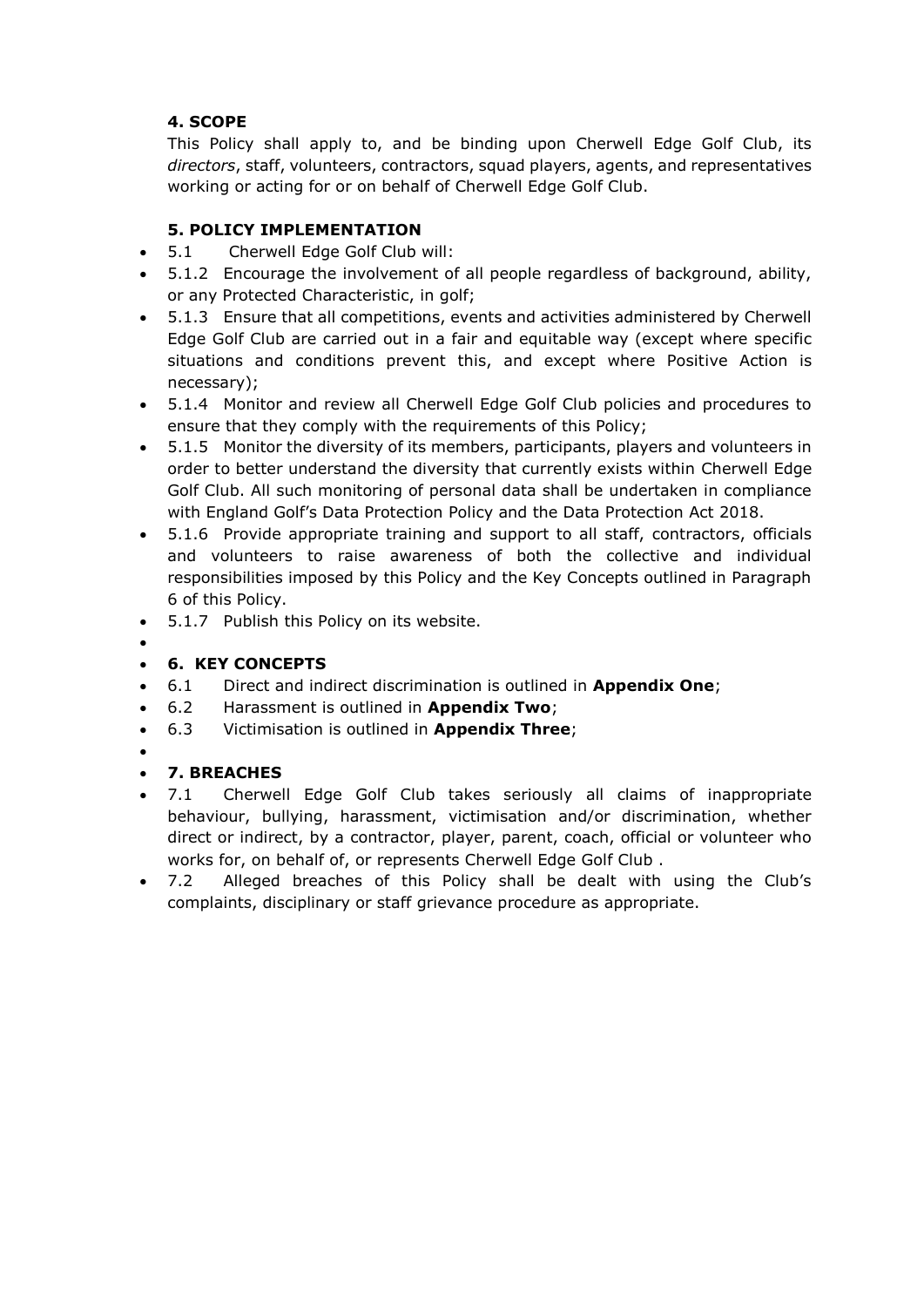### 4. SCOPE

This Policy shall apply to, and be binding upon Cherwell Edge Golf Club, its *directors*, staff, volunteers, contractors, squad players, agents, and representatives working or acting for or on behalf of Cherwell Edge Golf Club.

### 5. POLICY IMPLEMENTATION

- 5.1 Cherwell Edge Golf Club will:
- 5.1.2 Encourage the involvement of all people regardless of background, ability, or any Protected Characteristic, in golf;
- 5.1.3 Ensure that all competitions, events and activities administered by Cherwell Edge Golf Club are carried out in a fair and equitable way (except where specific situations and conditions prevent this, and except where Positive Action is necessary);
- 5.1.4 Monitor and review all Cherwell Edge Golf Club policies and procedures to ensure that they comply with the requirements of this Policy;
- 5.1.5 Monitor the diversity of its members, participants, players and volunteers in order to better understand the diversity that currently exists within Cherwell Edge Golf Club. All such monitoring of personal data shall be undertaken in compliance with England Golf's Data Protection Policy and the Data Protection Act 2018.
- 5.1.6 Provide appropriate training and support to all staff, contractors, officials and volunteers to raise awareness of both the collective and individual responsibilities imposed by this Policy and the Key Concepts outlined in Paragraph 6 of this Policy.
- 5.1.7 Publish this Policy on its website.

### 6. KEY CONCEPTS

- 6.1 Direct and indirect discrimination is outlined in **Appendix One**;
- 6.2 Harassment is outlined in **Appendix Two**;
- 6.3 Victimisation is outlined in **Appendix Three**;

### 7. BREACHES

- 7.1 Cherwell Edge Golf Club takes seriously all claims of inappropriate behaviour, bullying, harassment, victimisation and/or discrimination, whether direct or indirect, by a contractor, player, parent, coach, official or volunteer who works for, on behalf of, or represents Cherwell Edge Golf Club .
- 7.2 Alleged breaches of this Policy shall be dealt with using the Club's complaints, disciplinary or staff grievance procedure as appropriate.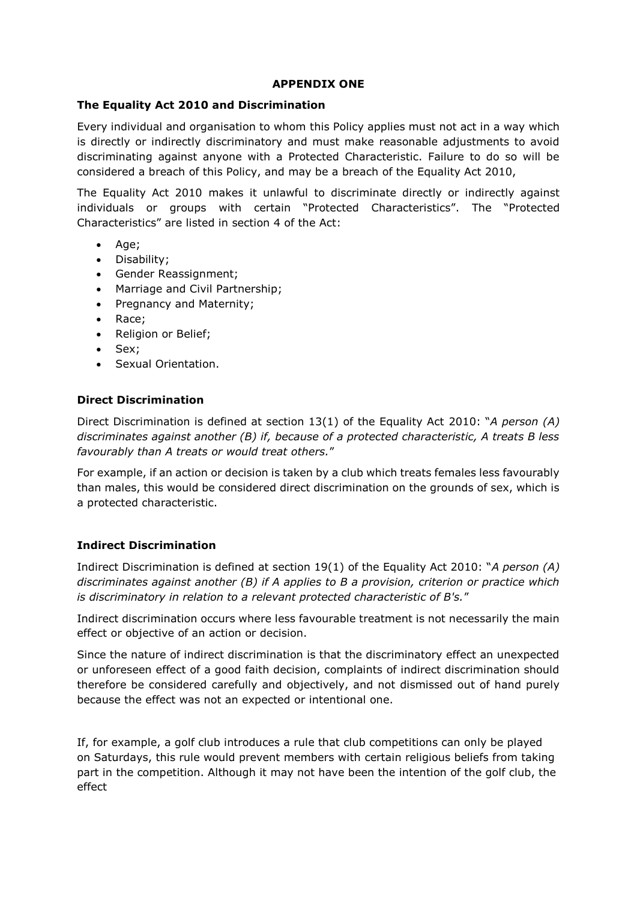## APPENDIX ONE

### The Equality Act 2010 and Discrimination

Every individual and organisation to whom this Policy applies must not act in a way which is directly or indirectly discriminatory and must make reasonable adjustments to avoid discriminating against anyone with a Protected Characteristic. Failure to do so will be considered a breach of this Policy, and may be a breach of the Equality Act 2010,

The Equality Act 2010 makes it unlawful to discriminate directly or indirectly against individuals or groups with certain "Protected Characteristics". The "Protected Characteristics" are listed in section 4 of the Act:

- Age;
- Disability;
- Gender Reassignment;
- Marriage and Civil Partnership;
- Pregnancy and Maternity;
- Race;
- Religion or Belief;
- Sex;
- Sexual Orientation.

### Direct Discrimination

Direct Discrimination is defined at section 13(1) of the Equality Act 2010: "*A person (A) discriminates against another (B) if, because of a protected characteristic, A treats B less favourably than A treats or would treat others.*"

For example, if an action or decision is taken by a club which treats females less favourably than males, this would be considered direct discrimination on the grounds of sex, which is a protected characteristic.

### Indirect Discrimination

Indirect Discrimination is defined at section 19(1) of the Equality Act 2010: "*A person (A) discriminates against another (B) if A applies to B a provision, criterion or practice which is discriminatory in relation to a relevant protected characteristic of B's.*"

Indirect discrimination occurs where less favourable treatment is not necessarily the main effect or objective of an action or decision.

Since the nature of indirect discrimination is that the discriminatory effect an unexpected or unforeseen effect of a good faith decision, complaints of indirect discrimination should therefore be considered carefully and objectively, and not dismissed out of hand purely because the effect was not an expected or intentional one.

If, for example, a golf club introduces a rule that club competitions can only be played on Saturdays, this rule would prevent members with certain religious beliefs from taking part in the competition. Although it may not have been the intention of the golf club, the effect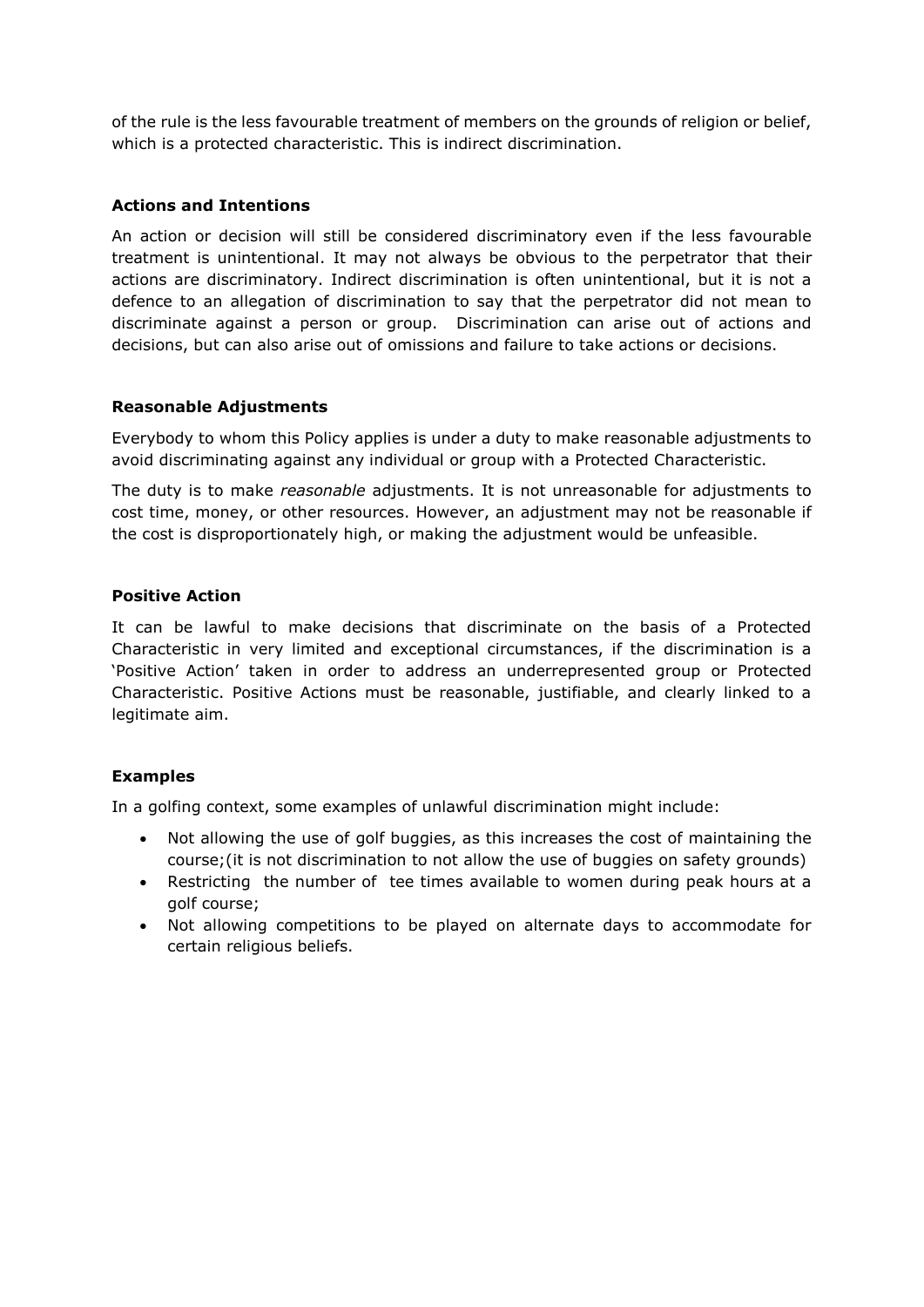of the rule is the less favourable treatment of members on the grounds of religion or belief, which is a protected characteristic. This is indirect discrimination.

### Actions and Intentions

An action or decision will still be considered discriminatory even if the less favourable treatment is unintentional. It may not always be obvious to the perpetrator that their actions are discriminatory. Indirect discrimination is often unintentional, but it is not a defence to an allegation of discrimination to say that the perpetrator did not mean to discriminate against a person or group. Discrimination can arise out of actions and decisions, but can also arise out of omissions and failure to take actions or decisions.

### Reasonable Adjustments

Everybody to whom this Policy applies is under a duty to make reasonable adjustments to avoid discriminating against any individual or group with a Protected Characteristic.

The duty is to make *reasonable* adjustments. It is not unreasonable for adjustments to cost time, money, or other resources. However, an adjustment may not be reasonable if the cost is disproportionately high, or making the adjustment would be unfeasible.

### Positive Action

It can be lawful to make decisions that discriminate on the basis of a Protected Characteristic in very limited and exceptional circumstances, if the discrimination is a 'Positive Action' taken in order to address an underrepresented group or Protected Characteristic. Positive Actions must be reasonable, justifiable, and clearly linked to a legitimate aim.

### Examples

In a golfing context, some examples of unlawful discrimination might include:

- Not allowing the use of golf buggies, as this increases the cost of maintaining the course;(it is not discrimination to not allow the use of buggies on safety grounds)
- Restricting the number of tee times available to women during peak hours at a golf course;
- Not allowing competitions to be played on alternate days to accommodate for certain religious beliefs.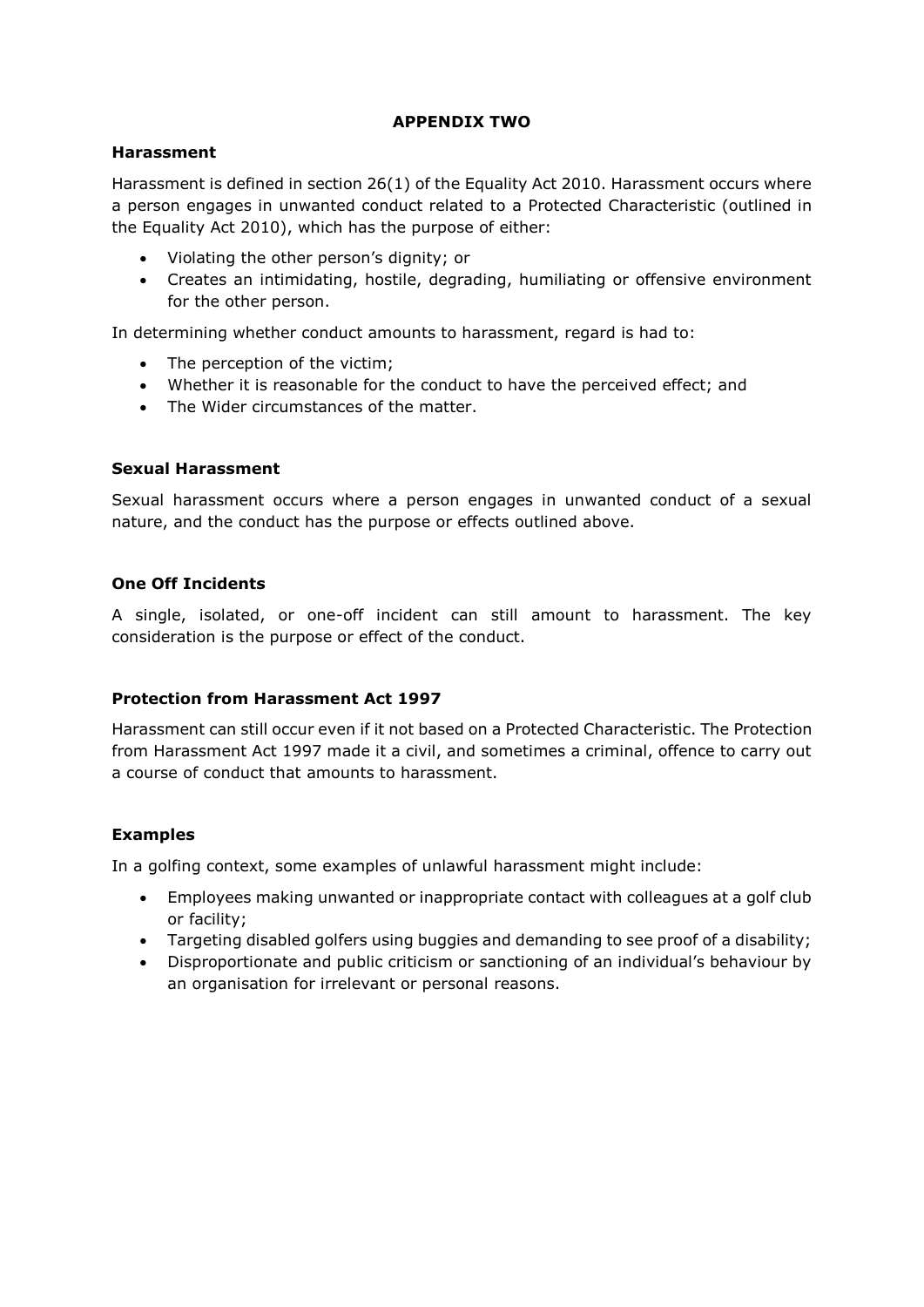# APPENDIX TWO

### Harassment

Harassment is defined in section 26(1) of the Equality Act 2010. Harassment occurs where a person engages in unwanted conduct related to a Protected Characteristic (outlined in the Equality Act 2010), which has the purpose of either:

- Violating the other person's dignity; or
- Creates an intimidating, hostile, degrading, humiliating or offensive environment for the other person.

In determining whether conduct amounts to harassment, regard is had to:

- The perception of the victim;
- Whether it is reasonable for the conduct to have the perceived effect; and
- The Wider circumstances of the matter.

### Sexual Harassment

Sexual harassment occurs where a person engages in unwanted conduct of a sexual nature, and the conduct has the purpose or effects outlined above.

### One Off Incidents

A single, isolated, or one-off incident can still amount to harassment. The key consideration is the purpose or effect of the conduct.

### Protection from Harassment Act 1997

Harassment can still occur even if it not based on a Protected Characteristic. The Protection from Harassment Act 1997 made it a civil, and sometimes a criminal, offence to carry out a course of conduct that amounts to harassment.

### Examples

In a golfing context, some examples of unlawful harassment might include:

- Employees making unwanted or inappropriate contact with colleagues at a golf club or facility;
- Targeting disabled golfers using buggies and demanding to see proof of a disability;
- Disproportionate and public criticism or sanctioning of an individual's behaviour by an organisation for irrelevant or personal reasons.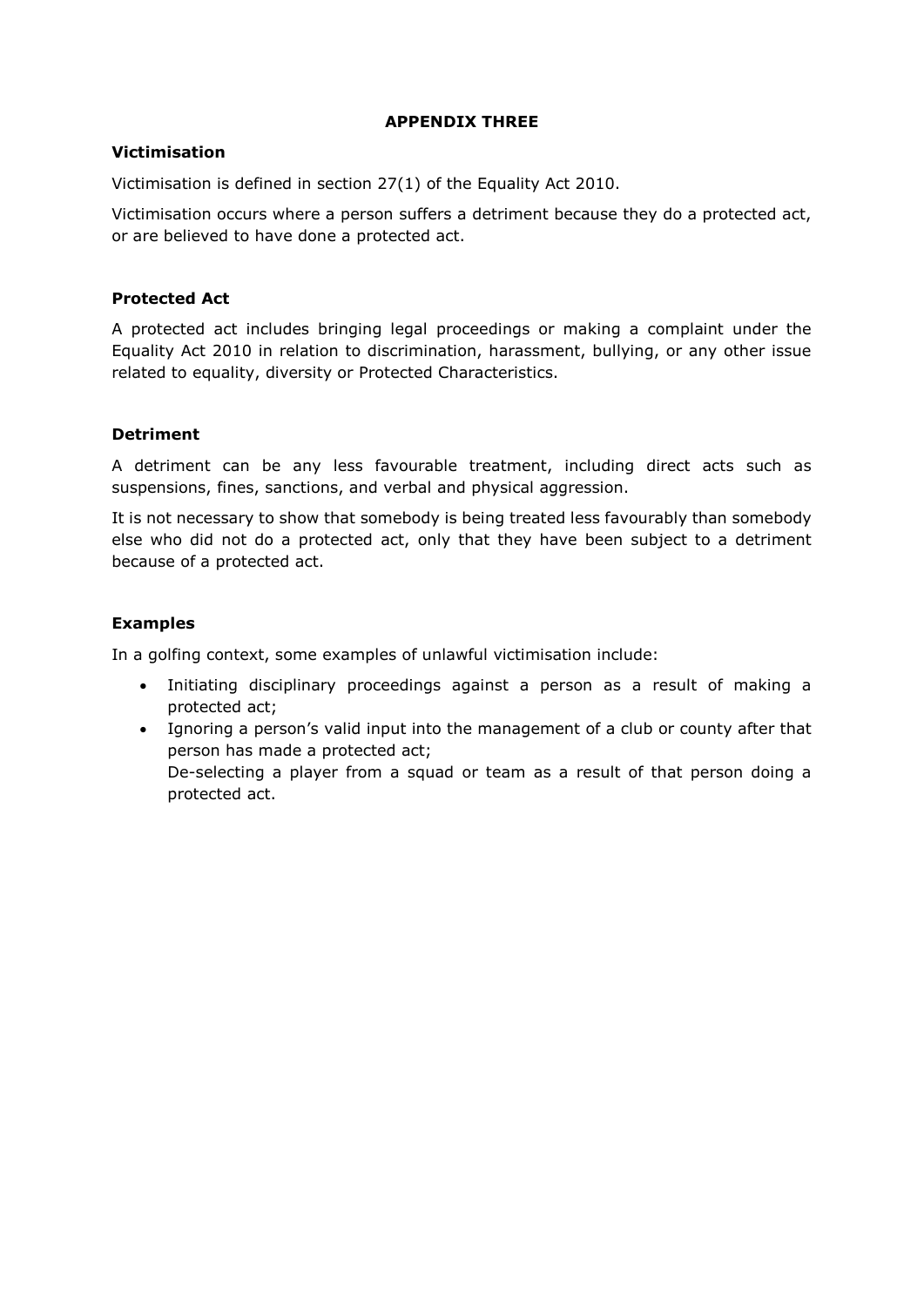# APPENDIX THREE

## Victimisation

Victimisation is defined in section 27(1) of the Equality Act 2010.

Victimisation occurs where a person suffers a detriment because they do a protected act, or are believed to have done a protected act.

## Protected Act

A protected act includes bringing legal proceedings or making a complaint under the Equality Act 2010 in relation to discrimination, harassment, bullying, or any other issue related to equality, diversity or Protected Characteristics.

## Detriment

A detriment can be any less favourable treatment, including direct acts such as suspensions, fines, sanctions, and verbal and physical aggression.

It is not necessary to show that somebody is being treated less favourably than somebody else who did not do a protected act, only that they have been subject to a detriment because of a protected act.

## Examples

In a golfing context, some examples of unlawful victimisation include:

- Initiating disciplinary proceedings against a person as a result of making a protected act;
- Ignoring a person's valid input into the management of a club or county after that person has made a protected act;
  De-selecting a player from a squad or team as a result of that person doing a protected act.